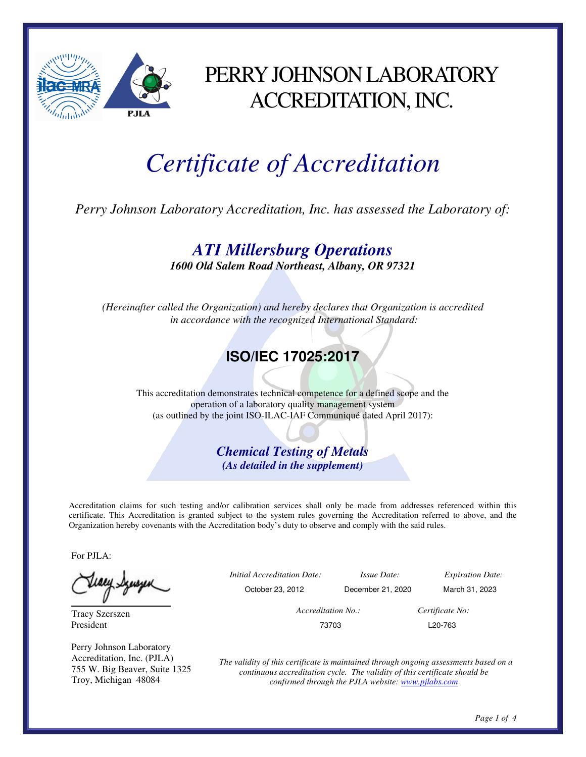# PERRY JOHNSON LABORATORY ACCREDITATION, INC.

## *Certificate of Accreditation*

*Perry Johnson Laboratory Accreditation, Inc. has assessed the Laboratory of:*

### ***ATI Millersburg Operations***

***1600 Old Salem Road Northeast, Albany, OR 97321***

*(Hereinafter called the Organization) and hereby declares that Organization is accredited in accordance with the recognized International Standard:*

## **ISO/IEC 17025:2017**

This accreditation demonstrates technical competence for a defined scope and the operation of a laboratory quality management system (as outlined by the joint ISO-ILAC-IAF Communiqué dated April 2017):

***Chemical Testing of Metals***

***(As detailed in the supplement)***

Accreditation claims for such testing and/or calibration services shall only be made from addresses referenced within this certificate. This Accreditation is granted subject to the system rules governing the Accreditation referred to above, and the Organization hereby covenants with the Accreditation body's duty to observe and comply with the said rules.

For PJLA:

Tracy Szerszen
President

Perry Johnson Laboratory Accreditation, Inc. (PJLA)
755 W. Big Beaver, Suite 1325
Troy, Michigan 48084

| *Initial Accreditation Date:* | *Issue Date:* | *Expiration Date:* |
|---|---|---|
| October 23, 2012 | December 21, 2020 | March 31, 2023 |

| *Accreditation No.:* | *Certificate No:* |
|---|---|
| 73703 | L20-763 |

*The validity of this certificate is maintained through ongoing assessments based on a continuous accreditation cycle. The validity of this certificate should be confirmed through the PJLA website: [www.pjlabs.com](http://www.pjlabs.com)*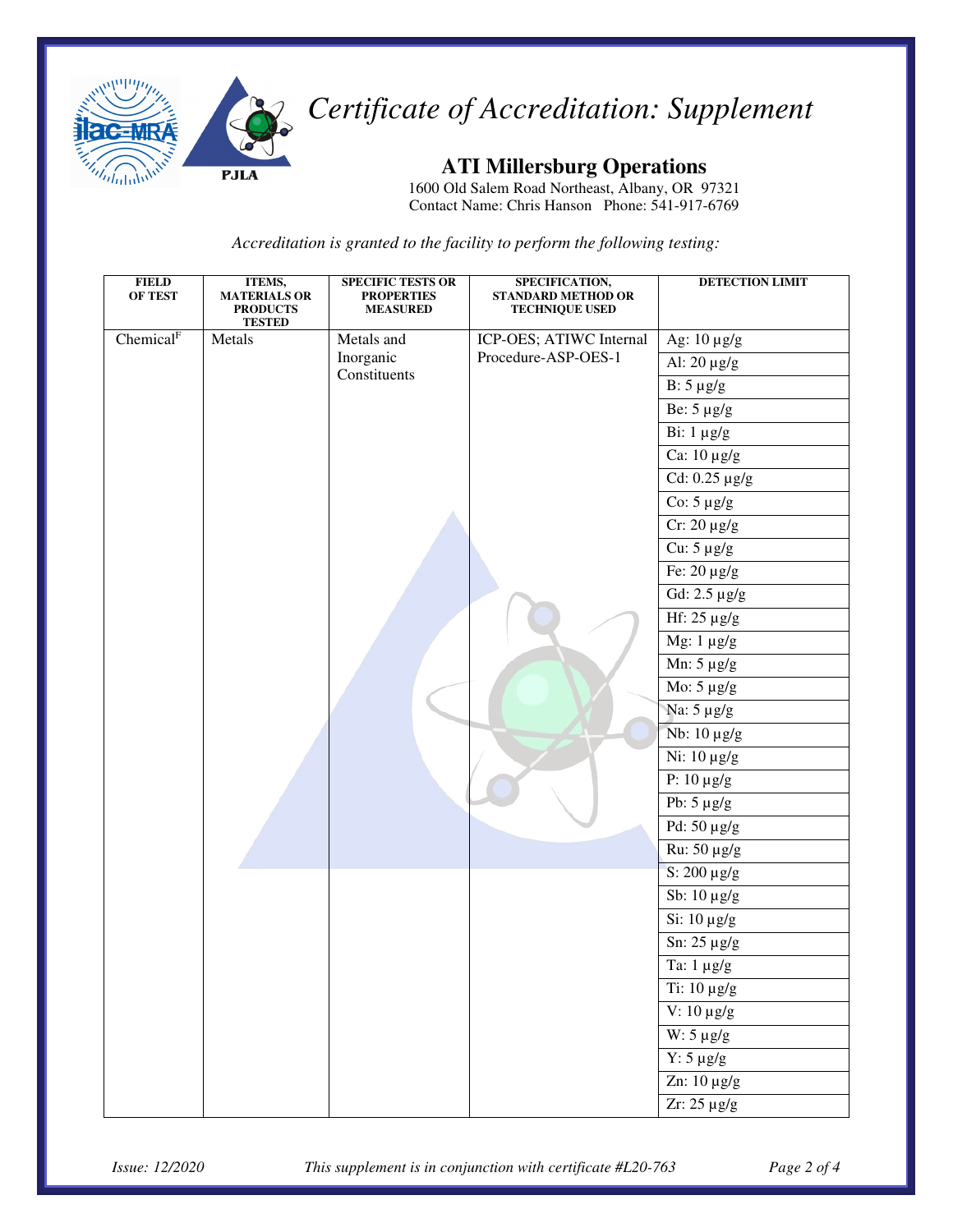# Certificate of Accreditation: Supplement

## ATI Millersburg Operations

1600 Old Salem Road Northeast, Albany, OR 97321
Contact Name: Chris Hanson Phone: 541-917-6769

*Accreditation is granted to the facility to perform the following testing:*

| FIELD OF TEST | ITEMS, MATERIALS OR PRODUCTS TESTED | SPECIFIC TESTS OR PROPERTIES MEASURED | SPECIFICATION, STANDARD METHOD OR TECHNIQUE USED | DETECTION LIMIT |
|---|---|---|---|---|
| Chemical[F] | Metals | Metals and Inorganic Constituents | ICP-OES; ATIWC Internal Procedure-ASP-OES-1 | Ag: 10 µg/g |
| | | | | Al: 20 µg/g |
| | | | | B: 5 µg/g |
| | | | | Be: 5 µg/g |
| | | | | Bi: 1 µg/g |
| | | | | Ca: 10 µg/g |
| | | | | Cd: 0.25 µg/g |
| | | | | Co: 5 µg/g |
| | | | | Cr: 20 µg/g |
| | | | | Cu: 5 µg/g |
| | | | | Fe: 20 µg/g |
| | | | | Gd: 2.5 µg/g |
| | | | | Hf: 25 µg/g |
| | | | | Mg: 1 µg/g |
| | | | | Mn: 5 µg/g |
| | | | | Mo: 5 µg/g |
| | | | | Na: 5 µg/g |
| | | | | Nb: 10 µg/g |
| | | | | Ni: 10 µg/g |
| | | | | P: 10 µg/g |
| | | | | Pb: 5 µg/g |
| | | | | Pd: 50 µg/g |
| | | | | Ru: 50 µg/g |
| | | | | S: 200 µg/g |
| | | | | Sb: 10 µg/g |
| | | | | Si: 10 µg/g |
| | | | | Sn: 25 µg/g |
| | | | | Ta: 1 µg/g |
| | | | | Ti: 10 µg/g |
| | | | | V: 10 µg/g |
| | | | | W: 5 µg/g |
| | | | | Y: 5 µg/g |
| | | | | Zn: 10 µg/g |
| | | | | Zr: 25 µg/g |

*Issue: 12/2020* *This supplement is in conjunction with certificate #L20-763*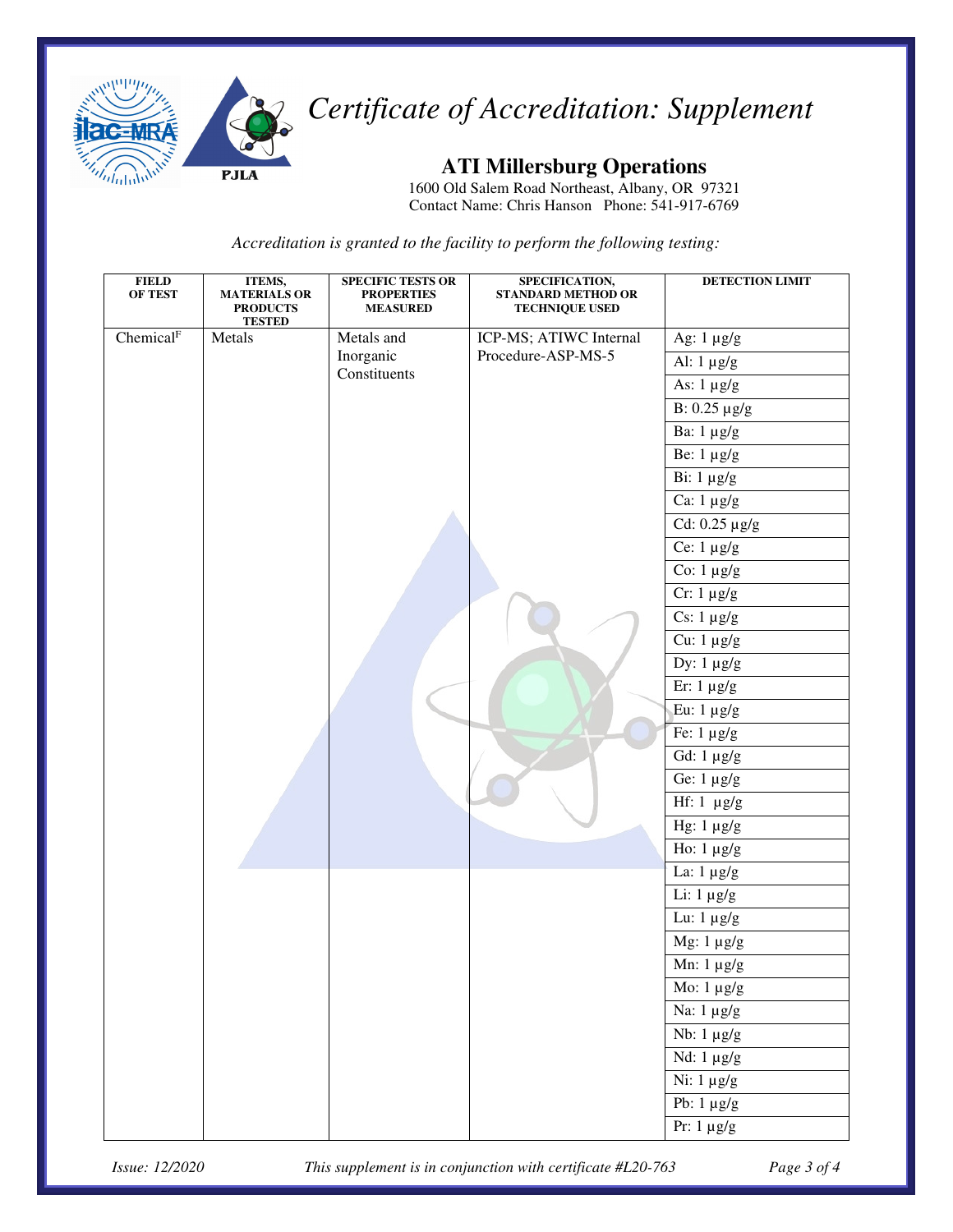# *Certificate of Accreditation: Supplement*

## ATI Millersburg Operations

1600 Old Salem Road Northeast, Albany, OR 97321
Contact Name: Chris Hanson Phone: 541-917-6769

*Accreditation is granted to the facility to perform the following testing:*

| FIELD OF TEST | ITEMS, MATERIALS OR PRODUCTS TESTED | SPECIFIC TESTS OR PROPERTIES MEASURED | SPECIFICATION, STANDARD METHOD OR TECHNIQUE USED | DETECTION LIMIT |
|---|---|---|---|---|
| Chemical[F] | Metals | Metals and Inorganic Constituents | ICP-MS; ATIWC Internal Procedure-ASP-MS-5 | Ag: 1 µg/g |
| | | | | Al: 1 µg/g |
| | | | | As: 1 µg/g |
| | | | | B: 0.25 µg/g |
| | | | | Ba: 1 µg/g |
| | | | | Be: 1 µg/g |
| | | | | Bi: 1 µg/g |
| | | | | Ca: 1 µg/g |
| | | | | Cd: 0.25 µg/g |
| | | | | Ce: 1 µg/g |
| | | | | Co: 1 µg/g |
| | | | | Cr: 1 µg/g |
| | | | | Cs: 1 µg/g |
| | | | | Cu: 1 µg/g |
| | | | | Dy: 1 µg/g |
| | | | | Er: 1 µg/g |
| | | | | Eu: 1 µg/g |
| | | | | Fe: 1 µg/g |
| | | | | Gd: 1 µg/g |
| | | | | Ge: 1 µg/g |
| | | | | Hf: 1 µg/g |
| | | | | Hg: 1 µg/g |
| | | | | Ho: 1 µg/g |
| | | | | La: 1 µg/g |
| | | | | Li: 1 µg/g |
| | | | | Lu: 1 µg/g |
| | | | | Mg: 1 µg/g |
| | | | | Mn: 1 µg/g |
| | | | | Mo: 1 µg/g |
| | | | | Na: 1 µg/g |
| | | | | Nb: 1 µg/g |
| | | | | Nd: 1 µg/g |
| | | | | Ni: 1 µg/g |
| | | | | Pb: 1 µg/g |
| | | | | Pr: 1 µg/g |

*Issue: 12/2020* *This supplement is in conjunction with certificate #L20-763*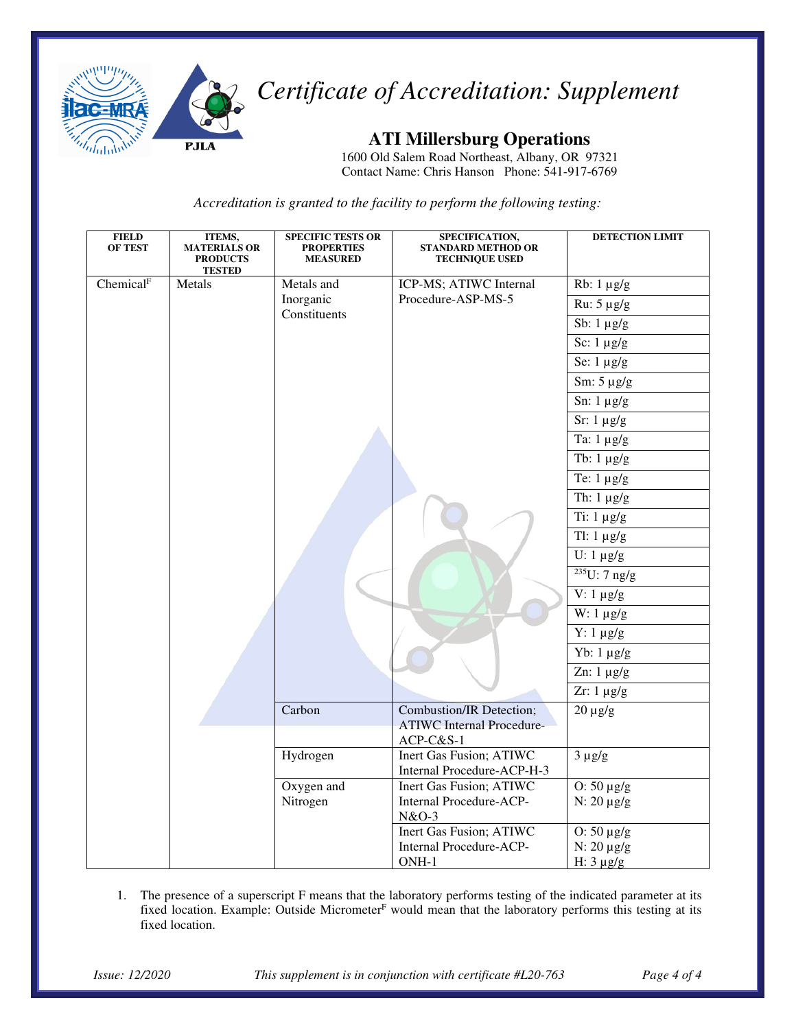# *Certificate of Accreditation: Supplement*

## ATI Millersburg Operations

1600 Old Salem Road Northeast, Albany, OR 97321
Contact Name: Chris Hanson Phone: 541-917-6769

*Accreditation is granted to the facility to perform the following testing:*

| FIELD OF TEST | ITEMS, MATERIALS OR PRODUCTS TESTED | SPECIFIC TESTS OR PROPERTIES MEASURED | SPECIFICATION, STANDARD METHOD OR TECHNIQUE USED | DETECTION LIMIT |
|---|---|---|---|---|
| Chemical[F] | Metals | Metals and Inorganic Constituents | ICP-MS; ATIWC Internal Procedure-ASP-MS-5 | Rb: 1 µg/g |
| | | | | Ru: 5 µg/g |
| | | | | Sb: 1 µg/g |
| | | | | Sc: 1 µg/g |
| | | | | Se: 1 µg/g |
| | | | | Sm: 5 µg/g |
| | | | | Sn: 1 µg/g |
| | | | | Sr: 1 µg/g |
| | | | | Ta: 1 µg/g |
| | | | | Tb: 1 µg/g |
| | | | | Te: 1 µg/g |
| | | | | Th: 1 µg/g |
| | | | | Ti: 1 µg/g |
| | | | | Tl: 1 µg/g |
| | | | | U: 1 µg/g |
| | | | | $^{235}$U: 7 ng/g |
| | | | | V: 1 µg/g |
| | | | | W: 1 µg/g |
| | | | | Y: 1 µg/g |
| | | | | Yb: 1 µg/g |
| | | | | Zn: 1 µg/g |
| | | | | Zr: 1 µg/g |
| | | Carbon | Combustion/IR Detection; ATIWC Internal Procedure-ACP-C&S-1 | 20 µg/g |
| | | Hydrogen | Inert Gas Fusion; ATIWC Internal Procedure-ACP-H-3 | 3 µg/g |
| | | Oxygen and Nitrogen | Inert Gas Fusion; ATIWC Internal Procedure-ACP-N&O-3 | O: 50 µg/g<br>N: 20 µg/g |
| | | | Inert Gas Fusion; ATIWC Internal Procedure-ACP-ONH-1 | O: 50 µg/g<br>N: 20 µg/g<br>H: 3 µg/g |

1. The presence of a superscript F means that the laboratory performs testing of the indicated parameter at its fixed location. Example: Outside Micrometer[F] would mean that the laboratory performs this testing at its fixed location.

*Issue: 12/2020* *This supplement is in conjunction with certificate #L20-763*